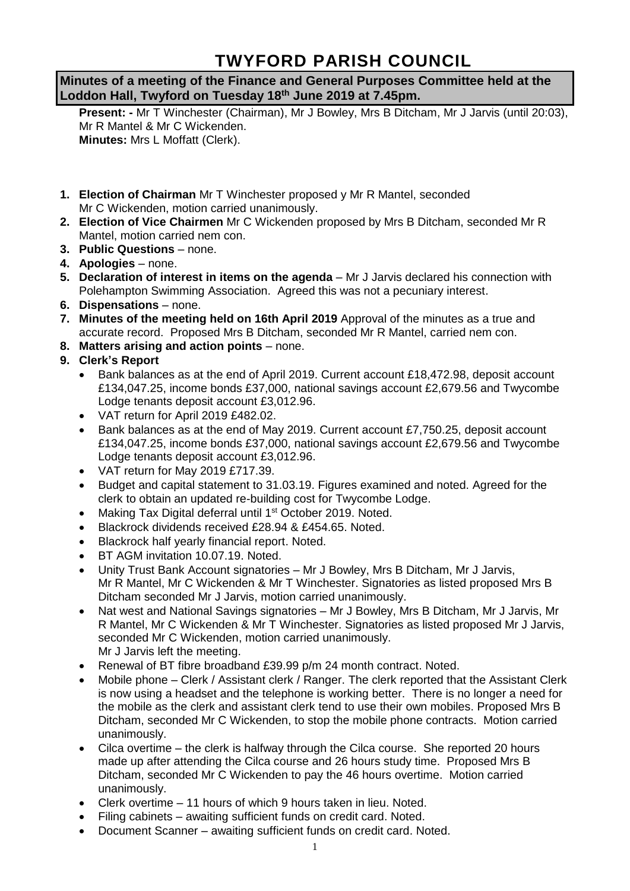# TWYFORD PARISH COUNCIL

**Minutes of a meeting of the Finance and General Purposes Committee held at the Loddon Hall, Twyford on Tuesday 18th June 2019 at 7.45pm.**

**Present: -** Mr T Winchester (Chairman), Mr J Bowley, Mrs B Ditcham, Mr J Jarvis (until 20:03), Mr R Mantel & Mr C Wickenden.
**Minutes:** Mrs L Moffatt (Clerk).

1. **Election of Chairman** Mr T Winchester proposed y Mr R Mantel, seconded Mr C Wickenden, motion carried unanimously.
2. **Election of Vice Chairmen** Mr C Wickenden proposed by Mrs B Ditcham, seconded Mr R Mantel, motion carried nem con.
3. **Public Questions** – none.
4. **Apologies** – none.
5. **Declaration of interest in items on the agenda** – Mr J Jarvis declared his connection with Polehampton Swimming Association. Agreed this was not a pecuniary interest.
6. **Dispensations** – none.
7. **Minutes of the meeting held on 16th April 2019** Approval of the minutes as a true and accurate record. Proposed Mrs B Ditcham, seconded Mr R Mantel, carried nem con.
8. **Matters arising and action points** – none.
9. **Clerk's Report**
   - Bank balances as at the end of April 2019. Current account £18,472.98, deposit account £134,047.25, income bonds £37,000, national savings account £2,679.56 and Twycombe Lodge tenants deposit account £3,012.96.
   - VAT return for April 2019 £482.02.
   - Bank balances as at the end of May 2019. Current account £7,750.25, deposit account £134,047.25, income bonds £37,000, national savings account £2,679.56 and Twycombe Lodge tenants deposit account £3,012.96.
   - VAT return for May 2019 £717.39.
   - Budget and capital statement to 31.03.19. Figures examined and noted. Agreed for the clerk to obtain an updated re-building cost for Twycombe Lodge.
   - Making Tax Digital deferral until 1st October 2019. Noted.
   - Blackrock dividends received £28.94 & £454.65. Noted.
   - Blackrock half yearly financial report. Noted.
   - BT AGM invitation 10.07.19. Noted.
   - Unity Trust Bank Account signatories – Mr J Bowley, Mrs B Ditcham, Mr J Jarvis, Mr R Mantel, Mr C Wickenden & Mr T Winchester. Signatories as listed proposed Mrs B Ditcham seconded Mr J Jarvis, motion carried unanimously.
   - Nat west and National Savings signatories – Mr J Bowley, Mrs B Ditcham, Mr J Jarvis, Mr R Mantel, Mr C Wickenden & Mr T Winchester. Signatories as listed proposed Mr J Jarvis, seconded Mr C Wickenden, motion carried unanimously.
     Mr J Jarvis left the meeting.
   - Renewal of BT fibre broadband £39.99 p/m 24 month contract. Noted.
   - Mobile phone – Clerk / Assistant clerk / Ranger. The clerk reported that the Assistant Clerk is now using a headset and the telephone is working better. There is no longer a need for the mobile as the clerk and assistant clerk tend to use their own mobiles. Proposed Mrs B Ditcham, seconded Mr C Wickenden, to stop the mobile phone contracts. Motion carried unanimously.
   - Cilca overtime – the clerk is halfway through the Cilca course. She reported 20 hours made up after attending the Cilca course and 26 hours study time. Proposed Mrs B Ditcham, seconded Mr C Wickenden to pay the 46 hours overtime. Motion carried unanimously.
   - Clerk overtime – 11 hours of which 9 hours taken in lieu. Noted.
   - Filing cabinets – awaiting sufficient funds on credit card. Noted.
   - Document Scanner – awaiting sufficient funds on credit card. Noted.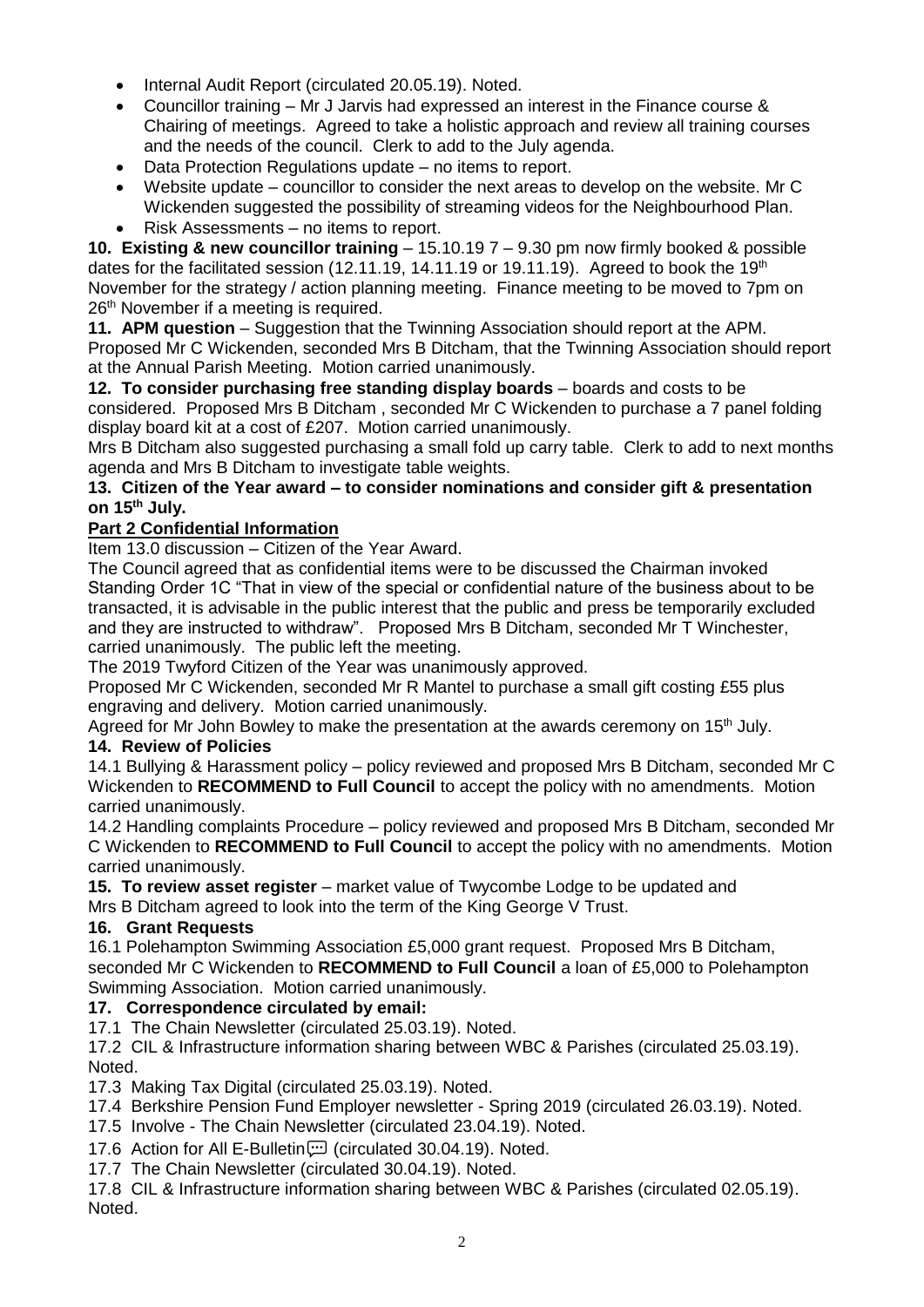- Internal Audit Report (circulated 20.05.19). Noted.
- Councillor training – Mr J Jarvis had expressed an interest in the Finance course & Chairing of meetings. Agreed to take a holistic approach and review all training courses and the needs of the council. Clerk to add to the July agenda.
- Data Protection Regulations update – no items to report.
- Website update – councillor to consider the next areas to develop on the website. Mr C Wickenden suggested the possibility of streaming videos for the Neighbourhood Plan.
- Risk Assessments – no items to report.

**10. Existing & new councillor training** – 15.10.19 7 – 9.30 pm now firmly booked & possible dates for the facilitated session (12.11.19, 14.11.19 or 19.11.19). Agreed to book the 19th November for the strategy / action planning meeting. Finance meeting to be moved to 7pm on 26th November if a meeting is required.

**11. APM question** – Suggestion that the Twinning Association should report at the APM. Proposed Mr C Wickenden, seconded Mrs B Ditcham, that the Twinning Association should report at the Annual Parish Meeting. Motion carried unanimously.

**12. To consider purchasing free standing display boards** – boards and costs to be considered. Proposed Mrs B Ditcham , seconded Mr C Wickenden to purchase a 7 panel folding display board kit at a cost of £207. Motion carried unanimously.

Mrs B Ditcham also suggested purchasing a small fold up carry table. Clerk to add to next months agenda and Mrs B Ditcham to investigate table weights.

**13. Citizen of the Year award – to consider nominations and consider gift & presentation on 15th July.**

**Part 2 Confidential Information**

Item 13.0 discussion – Citizen of the Year Award.

The Council agreed that as confidential items were to be discussed the Chairman invoked Standing Order 1C "That in view of the special or confidential nature of the business about to be transacted, it is advisable in the public interest that the public and press be temporarily excluded and they are instructed to withdraw". Proposed Mrs B Ditcham, seconded Mr T Winchester, carried unanimously. The public left the meeting.

The 2019 Twyford Citizen of the Year was unanimously approved.

Proposed Mr C Wickenden, seconded Mr R Mantel to purchase a small gift costing £55 plus engraving and delivery. Motion carried unanimously.

Agreed for Mr John Bowley to make the presentation at the awards ceremony on 15th July.

**14. Review of Policies**

14.1 Bullying & Harassment policy – policy reviewed and proposed Mrs B Ditcham, seconded Mr C Wickenden to **RECOMMEND to Full Council** to accept the policy with no amendments. Motion carried unanimously.

14.2 Handling complaints Procedure – policy reviewed and proposed Mrs B Ditcham, seconded Mr C Wickenden to **RECOMMEND to Full Council** to accept the policy with no amendments. Motion carried unanimously.

**15. To review asset register** – market value of Twycombe Lodge to be updated and Mrs B Ditcham agreed to look into the term of the King George V Trust.

**16. Grant Requests**

16.1 Polehampton Swimming Association £5,000 grant request. Proposed Mrs B Ditcham, seconded Mr C Wickenden to **RECOMMEND to Full Council** a loan of £5,000 to Polehampton Swimming Association. Motion carried unanimously.

**17. Correspondence circulated by email:**

17.1 The Chain Newsletter (circulated 25.03.19). Noted.

17.2 CIL & Infrastructure information sharing between WBC & Parishes (circulated 25.03.19). Noted.

17.3 Making Tax Digital (circulated 25.03.19). Noted.

17.4 Berkshire Pension Fund Employer newsletter - Spring 2019 (circulated 26.03.19). Noted.

17.5 Involve - The Chain Newsletter (circulated 23.04.19). Noted.

17.6 Action for All E-Bulletin (circulated 30.04.19). Noted.

17.7 The Chain Newsletter (circulated 30.04.19). Noted.

17.8 CIL & Infrastructure information sharing between WBC & Parishes (circulated 02.05.19). Noted.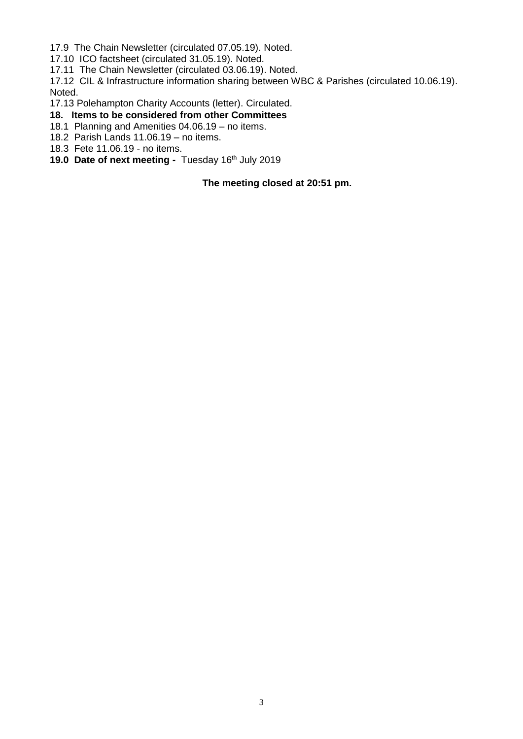17.9 The Chain Newsletter (circulated 07.05.19). Noted.

17.10 ICO factsheet (circulated 31.05.19). Noted.

17.11 The Chain Newsletter (circulated 03.06.19). Noted.

17.12 CIL & Infrastructure information sharing between WBC & Parishes (circulated 10.06.19). Noted.

17.13 Polehampton Charity Accounts (letter). Circulated.

**18. Items to be considered from other Committees**

18.1 Planning and Amenities 04.06.19 – no items.

18.2 Parish Lands 11.06.19 – no items.

18.3 Fete 11.06.19 - no items.

**19.0 Date of next meeting -** Tuesday 16th July 2019

**The meeting closed at 20:51 pm.**